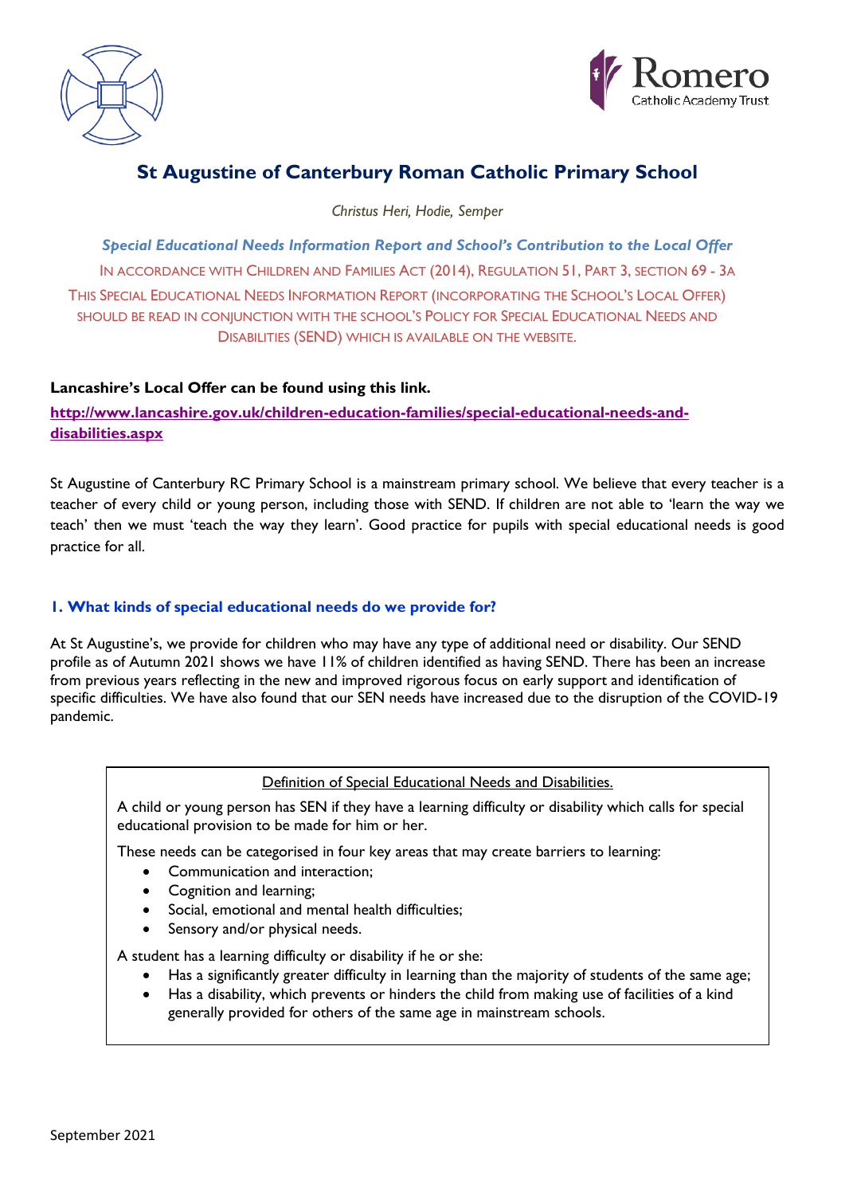# St Augustine of Canterbury Roman Catholic Primary School

*Christus Heri, Hodie, Semper*

***Special Educational Needs Information Report and School's Contribution to the Local Offer***

IN ACCORDANCE WITH CHILDREN AND FAMILIES ACT (2014), REGULATION 51, PART 3, SECTION 69 - 3A

THIS SPECIAL EDUCATIONAL NEEDS INFORMATION REPORT (INCORPORATING THE SCHOOL'S LOCAL OFFER) SHOULD BE READ IN CONJUNCTION WITH THE SCHOOL'S POLICY FOR SPECIAL EDUCATIONAL NEEDS AND DISABILITIES (SEND) WHICH IS AVAILABLE ON THE WEBSITE.

**Lancashire's Local Offer can be found using this link.**

**http://www.lancashire.gov.uk/children-education-families/special-educational-needs-and-disabilities.aspx**

St Augustine of Canterbury RC Primary School is a mainstream primary school. We believe that every teacher is a teacher of every child or young person, including those with SEND. If children are not able to 'learn the way we teach' then we must 'teach the way they learn'. Good practice for pupils with special educational needs is good practice for all.

## 1. What kinds of special educational needs do we provide for?

At St Augustine's, we provide for children who may have any type of additional need or disability. Our SEND profile as of Autumn 2021 shows we have 11% of children identified as having SEND. There has been an increase from previous years reflecting in the new and improved rigorous focus on early support and identification of specific difficulties. We have also found that our SEN needs have increased due to the disruption of the COVID-19 pandemic.

Definition of Special Educational Needs and Disabilities.

A child or young person has SEN if they have a learning difficulty or disability which calls for special educational provision to be made for him or her.

These needs can be categorised in four key areas that may create barriers to learning:

- Communication and interaction;
- Cognition and learning;
- Social, emotional and mental health difficulties;
- Sensory and/or physical needs.

A student has a learning difficulty or disability if he or she:

- Has a significantly greater difficulty in learning than the majority of students of the same age;
- Has a disability, which prevents or hinders the child from making use of facilities of a kind generally provided for others of the same age in mainstream schools.

September 2021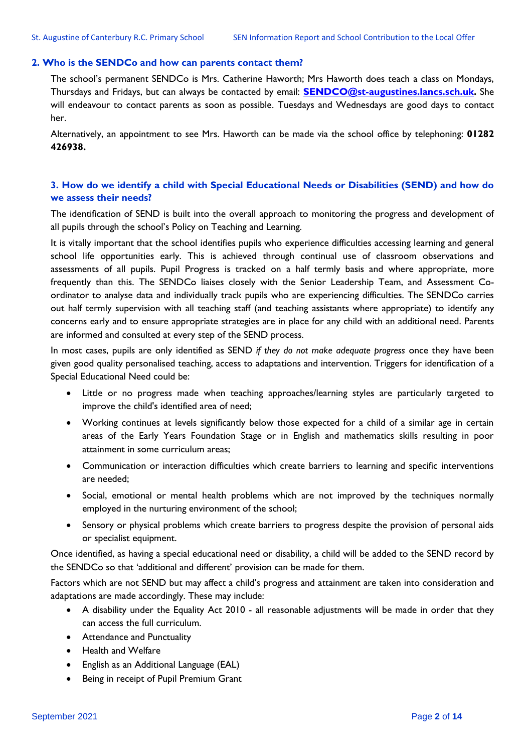## 2. Who is the SENDCo and how can parents contact them?

The school's permanent SENDCo is Mrs. Catherine Haworth; Mrs Haworth does teach a class on Mondays, Thursdays and Fridays, but can always be contacted by email: **SENDCO@st-augustines.lancs.sch.uk.** She will endeavour to contact parents as soon as possible. Tuesdays and Wednesdays are good days to contact her.

Alternatively, an appointment to see Mrs. Haworth can be made via the school office by telephoning: **01282 426938.**

## 3. How do we identify a child with Special Educational Needs or Disabilities (SEND) and how do we assess their needs?

The identification of SEND is built into the overall approach to monitoring the progress and development of all pupils through the school's Policy on Teaching and Learning.

It is vitally important that the school identifies pupils who experience difficulties accessing learning and general school life opportunities early. This is achieved through continual use of classroom observations and assessments of all pupils. Pupil Progress is tracked on a half termly basis and where appropriate, more frequently than this. The SENDCo liaises closely with the Senior Leadership Team, and Assessment Co-ordinator to analyse data and individually track pupils who are experiencing difficulties. The SENDCo carries out half termly supervision with all teaching staff (and teaching assistants where appropriate) to identify any concerns early and to ensure appropriate strategies are in place for any child with an additional need. Parents are informed and consulted at every step of the SEND process.

In most cases, pupils are only identified as SEND *if they do not make adequate progress* once they have been given good quality personalised teaching, access to adaptations and intervention. Triggers for identification of a Special Educational Need could be:

- Little or no progress made when teaching approaches/learning styles are particularly targeted to improve the child's identified area of need;
- Working continues at levels significantly below those expected for a child of a similar age in certain areas of the Early Years Foundation Stage or in English and mathematics skills resulting in poor attainment in some curriculum areas;
- Communication or interaction difficulties which create barriers to learning and specific interventions are needed;
- Social, emotional or mental health problems which are not improved by the techniques normally employed in the nurturing environment of the school;
- Sensory or physical problems which create barriers to progress despite the provision of personal aids or specialist equipment.

Once identified, as having a special educational need or disability, a child will be added to the SEND record by the SENDCo so that 'additional and different' provision can be made for them.

Factors which are not SEND but may affect a child's progress and attainment are taken into consideration and adaptations are made accordingly. These may include:

- A disability under the Equality Act 2010 - all reasonable adjustments will be made in order that they can access the full curriculum.
- Attendance and Punctuality
- Health and Welfare
- English as an Additional Language (EAL)
- Being in receipt of Pupil Premium Grant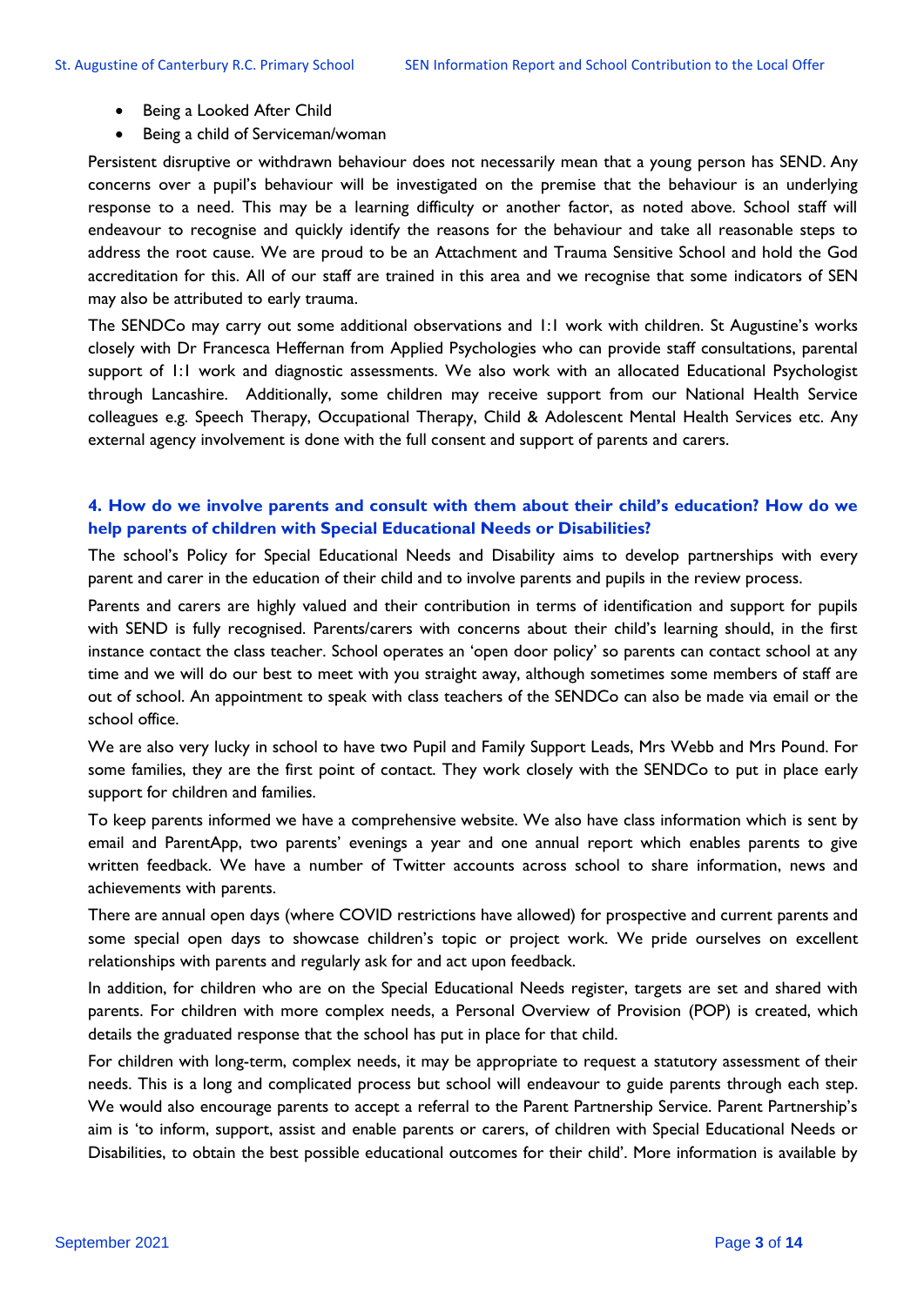- Being a Looked After Child
- Being a child of Serviceman/woman

Persistent disruptive or withdrawn behaviour does not necessarily mean that a young person has SEND. Any concerns over a pupil's behaviour will be investigated on the premise that the behaviour is an underlying response to a need. This may be a learning difficulty or another factor, as noted above. School staff will endeavour to recognise and quickly identify the reasons for the behaviour and take all reasonable steps to address the root cause. We are proud to be an Attachment and Trauma Sensitive School and hold the God accreditation for this. All of our staff are trained in this area and we recognise that some indicators of SEN may also be attributed to early trauma.

The SENDCo may carry out some additional observations and 1:1 work with children. St Augustine's works closely with Dr Francesca Heffernan from Applied Psychologies who can provide staff consultations, parental support of 1:1 work and diagnostic assessments. We also work with an allocated Educational Psychologist through Lancashire. Additionally, some children may receive support from our National Health Service colleagues e.g. Speech Therapy, Occupational Therapy, Child & Adolescent Mental Health Services etc. Any external agency involvement is done with the full consent and support of parents and carers.

### 4. How do we involve parents and consult with them about their child's education? How do we help parents of children with Special Educational Needs or Disabilities?

The school's Policy for Special Educational Needs and Disability aims to develop partnerships with every parent and carer in the education of their child and to involve parents and pupils in the review process.

Parents and carers are highly valued and their contribution in terms of identification and support for pupils with SEND is fully recognised. Parents/carers with concerns about their child's learning should, in the first instance contact the class teacher. School operates an 'open door policy' so parents can contact school at any time and we will do our best to meet with you straight away, although sometimes some members of staff are out of school. An appointment to speak with class teachers of the SENDCo can also be made via email or the school office.

We are also very lucky in school to have two Pupil and Family Support Leads, Mrs Webb and Mrs Pound. For some families, they are the first point of contact. They work closely with the SENDCo to put in place early support for children and families.

To keep parents informed we have a comprehensive website. We also have class information which is sent by email and ParentApp, two parents' evenings a year and one annual report which enables parents to give written feedback. We have a number of Twitter accounts across school to share information, news and achievements with parents.

There are annual open days (where COVID restrictions have allowed) for prospective and current parents and some special open days to showcase children's topic or project work. We pride ourselves on excellent relationships with parents and regularly ask for and act upon feedback.

In addition, for children who are on the Special Educational Needs register, targets are set and shared with parents. For children with more complex needs, a Personal Overview of Provision (POP) is created, which details the graduated response that the school has put in place for that child.

For children with long-term, complex needs, it may be appropriate to request a statutory assessment of their needs. This is a long and complicated process but school will endeavour to guide parents through each step. We would also encourage parents to accept a referral to the Parent Partnership Service. Parent Partnership's aim is 'to inform, support, assist and enable parents or carers, of children with Special Educational Needs or Disabilities, to obtain the best possible educational outcomes for their child'. More information is available by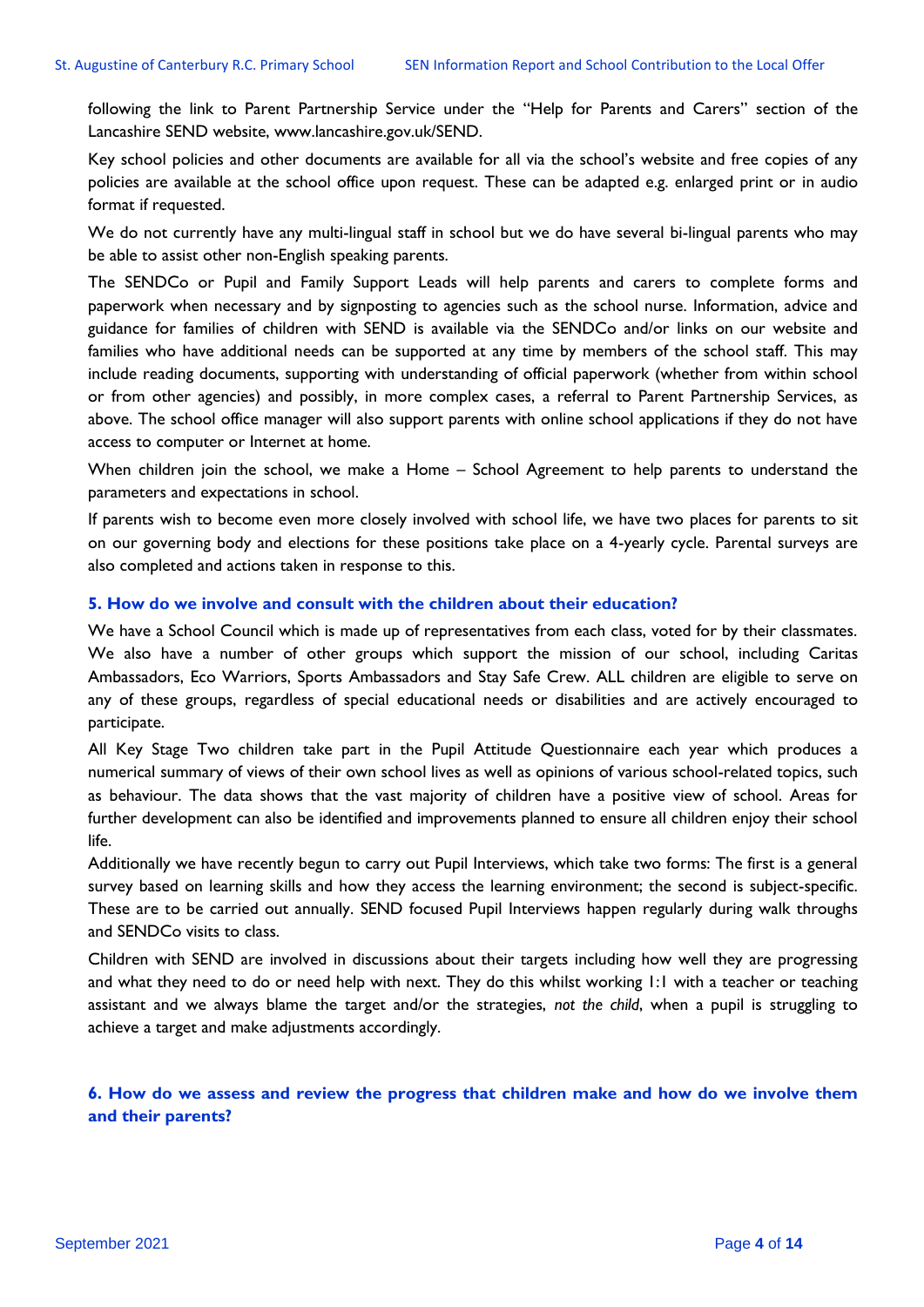following the link to Parent Partnership Service under the "Help for Parents and Carers" section of the Lancashire SEND website, www.lancashire.gov.uk/SEND.

Key school policies and other documents are available for all via the school's website and free copies of any policies are available at the school office upon request. These can be adapted e.g. enlarged print or in audio format if requested.

We do not currently have any multi-lingual staff in school but we do have several bi-lingual parents who may be able to assist other non-English speaking parents.

The SENDCo or Pupil and Family Support Leads will help parents and carers to complete forms and paperwork when necessary and by signposting to agencies such as the school nurse. Information, advice and guidance for families of children with SEND is available via the SENDCo and/or links on our website and families who have additional needs can be supported at any time by members of the school staff. This may include reading documents, supporting with understanding of official paperwork (whether from within school or from other agencies) and possibly, in more complex cases, a referral to Parent Partnership Services, as above. The school office manager will also support parents with online school applications if they do not have access to computer or Internet at home.

When children join the school, we make a Home – School Agreement to help parents to understand the parameters and expectations in school.

If parents wish to become even more closely involved with school life, we have two places for parents to sit on our governing body and elections for these positions take place on a 4-yearly cycle. Parental surveys are also completed and actions taken in response to this.

### 5. How do we involve and consult with the children about their education?

We have a School Council which is made up of representatives from each class, voted for by their classmates. We also have a number of other groups which support the mission of our school, including Caritas Ambassadors, Eco Warriors, Sports Ambassadors and Stay Safe Crew. ALL children are eligible to serve on any of these groups, regardless of special educational needs or disabilities and are actively encouraged to participate.

All Key Stage Two children take part in the Pupil Attitude Questionnaire each year which produces a numerical summary of views of their own school lives as well as opinions of various school-related topics, such as behaviour. The data shows that the vast majority of children have a positive view of school. Areas for further development can also be identified and improvements planned to ensure all children enjoy their school life.

Additionally we have recently begun to carry out Pupil Interviews, which take two forms: The first is a general survey based on learning skills and how they access the learning environment; the second is subject-specific. These are to be carried out annually. SEND focused Pupil Interviews happen regularly during walk throughs and SENDCo visits to class.

Children with SEND are involved in discussions about their targets including how well they are progressing and what they need to do or need help with next. They do this whilst working 1:1 with a teacher or teaching assistant and we always blame the target and/or the strategies, *not the child*, when a pupil is struggling to achieve a target and make adjustments accordingly.

### 6. How do we assess and review the progress that children make and how do we involve them and their parents?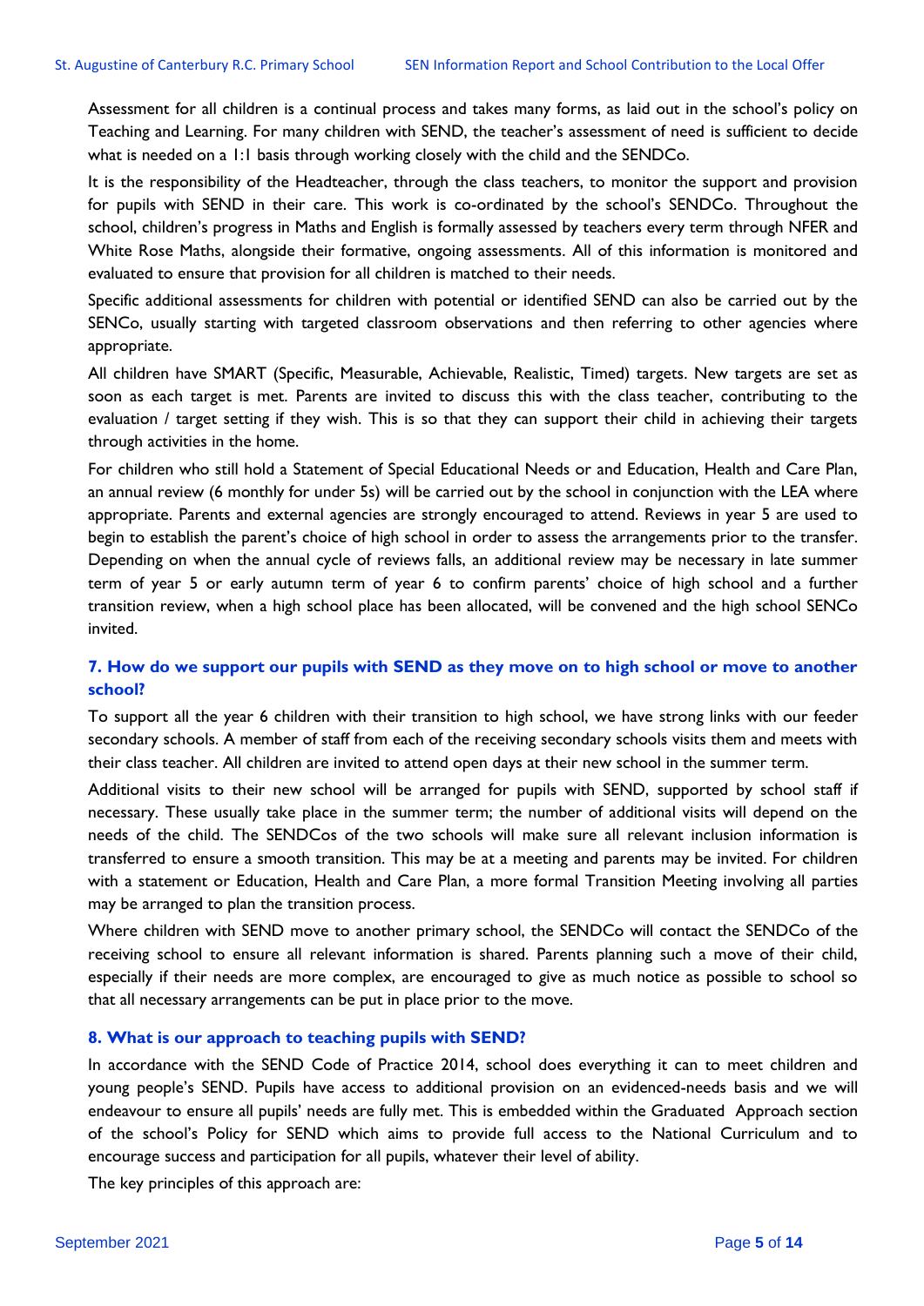Assessment for all children is a continual process and takes many forms, as laid out in the school's policy on Teaching and Learning. For many children with SEND, the teacher's assessment of need is sufficient to decide what is needed on a 1:1 basis through working closely with the child and the SENDCo.

It is the responsibility of the Headteacher, through the class teachers, to monitor the support and provision for pupils with SEND in their care. This work is co-ordinated by the school's SENDCo. Throughout the school, children's progress in Maths and English is formally assessed by teachers every term through NFER and White Rose Maths, alongside their formative, ongoing assessments. All of this information is monitored and evaluated to ensure that provision for all children is matched to their needs.

Specific additional assessments for children with potential or identified SEND can also be carried out by the SENCo, usually starting with targeted classroom observations and then referring to other agencies where appropriate.

All children have SMART (Specific, Measurable, Achievable, Realistic, Timed) targets. New targets are set as soon as each target is met. Parents are invited to discuss this with the class teacher, contributing to the evaluation / target setting if they wish. This is so that they can support their child in achieving their targets through activities in the home.

For children who still hold a Statement of Special Educational Needs or and Education, Health and Care Plan, an annual review (6 monthly for under 5s) will be carried out by the school in conjunction with the LEA where appropriate. Parents and external agencies are strongly encouraged to attend. Reviews in year 5 are used to begin to establish the parent's choice of high school in order to assess the arrangements prior to the transfer. Depending on when the annual cycle of reviews falls, an additional review may be necessary in late summer term of year 5 or early autumn term of year 6 to confirm parents' choice of high school and a further transition review, when a high school place has been allocated, will be convened and the high school SENCo invited.

## 7. How do we support our pupils with SEND as they move on to high school or move to another school?

To support all the year 6 children with their transition to high school, we have strong links with our feeder secondary schools. A member of staff from each of the receiving secondary schools visits them and meets with their class teacher. All children are invited to attend open days at their new school in the summer term.

Additional visits to their new school will be arranged for pupils with SEND, supported by school staff if necessary. These usually take place in the summer term; the number of additional visits will depend on the needs of the child. The SENDCos of the two schools will make sure all relevant inclusion information is transferred to ensure a smooth transition. This may be at a meeting and parents may be invited. For children with a statement or Education, Health and Care Plan, a more formal Transition Meeting involving all parties may be arranged to plan the transition process.

Where children with SEND move to another primary school, the SENDCo will contact the SENDCo of the receiving school to ensure all relevant information is shared. Parents planning such a move of their child, especially if their needs are more complex, are encouraged to give as much notice as possible to school so that all necessary arrangements can be put in place prior to the move.

## 8. What is our approach to teaching pupils with SEND?

In accordance with the SEND Code of Practice 2014, school does everything it can to meet children and young people's SEND. Pupils have access to additional provision on an evidenced-needs basis and we will endeavour to ensure all pupils' needs are fully met. This is embedded within the Graduated Approach section of the school's Policy for SEND which aims to provide full access to the National Curriculum and to encourage success and participation for all pupils, whatever their level of ability.

The key principles of this approach are: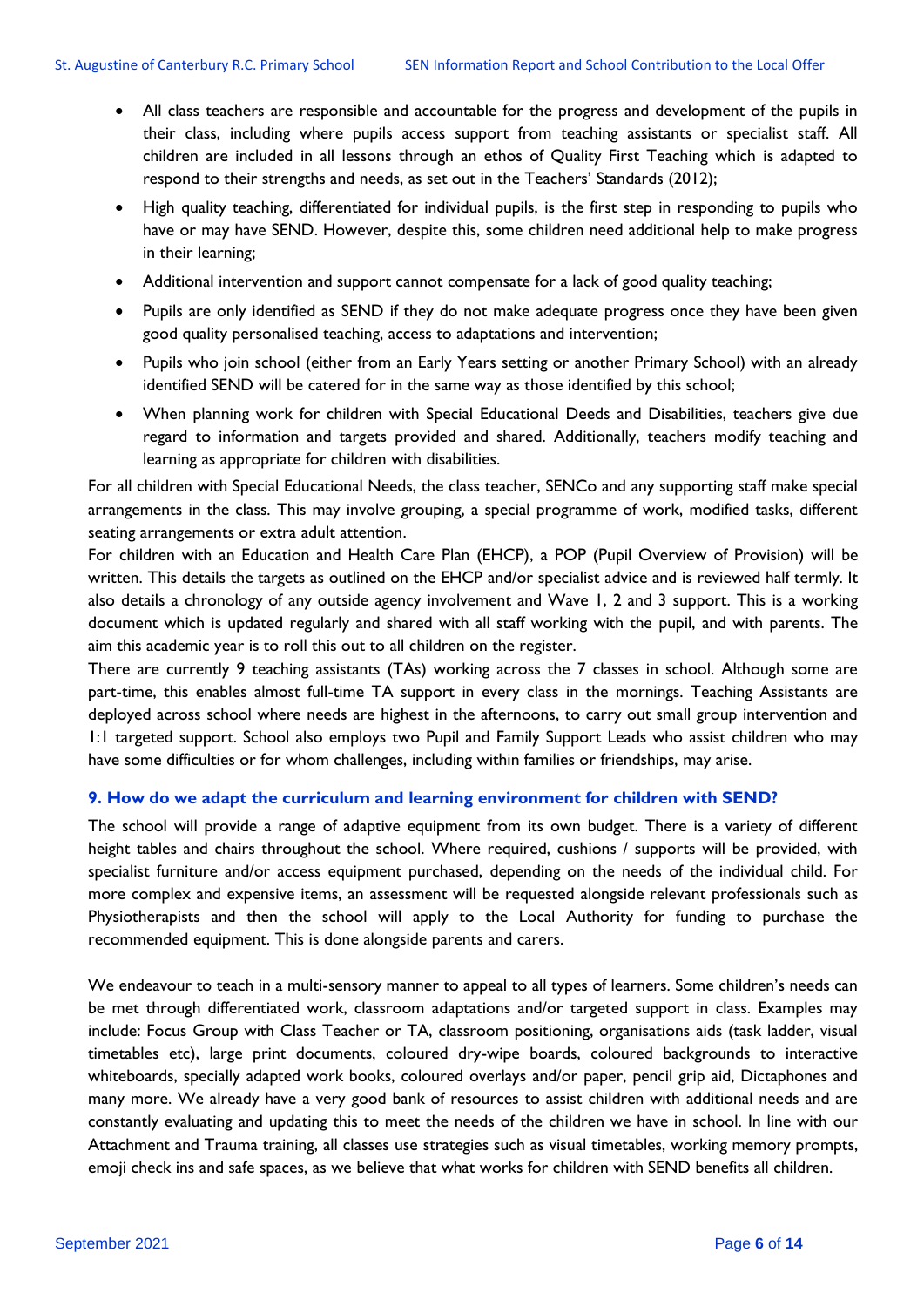- All class teachers are responsible and accountable for the progress and development of the pupils in their class, including where pupils access support from teaching assistants or specialist staff. All children are included in all lessons through an ethos of Quality First Teaching which is adapted to respond to their strengths and needs, as set out in the Teachers' Standards (2012);
- High quality teaching, differentiated for individual pupils, is the first step in responding to pupils who have or may have SEND. However, despite this, some children need additional help to make progress in their learning;
- Additional intervention and support cannot compensate for a lack of good quality teaching;
- Pupils are only identified as SEND if they do not make adequate progress once they have been given good quality personalised teaching, access to adaptations and intervention;
- Pupils who join school (either from an Early Years setting or another Primary School) with an already identified SEND will be catered for in the same way as those identified by this school;
- When planning work for children with Special Educational Deeds and Disabilities, teachers give due regard to information and targets provided and shared. Additionally, teachers modify teaching and learning as appropriate for children with disabilities.

For all children with Special Educational Needs, the class teacher, SENCo and any supporting staff make special arrangements in the class. This may involve grouping, a special programme of work, modified tasks, different seating arrangements or extra adult attention.

For children with an Education and Health Care Plan (EHCP), a POP (Pupil Overview of Provision) will be written. This details the targets as outlined on the EHCP and/or specialist advice and is reviewed half termly. It also details a chronology of any outside agency involvement and Wave 1, 2 and 3 support. This is a working document which is updated regularly and shared with all staff working with the pupil, and with parents. The aim this academic year is to roll this out to all children on the register.

There are currently 9 teaching assistants (TAs) working across the 7 classes in school. Although some are part-time, this enables almost full-time TA support in every class in the mornings. Teaching Assistants are deployed across school where needs are highest in the afternoons, to carry out small group intervention and 1:1 targeted support. School also employs two Pupil and Family Support Leads who assist children who may have some difficulties or for whom challenges, including within families or friendships, may arise.

### 9. How do we adapt the curriculum and learning environment for children with SEND?

The school will provide a range of adaptive equipment from its own budget. There is a variety of different height tables and chairs throughout the school. Where required, cushions / supports will be provided, with specialist furniture and/or access equipment purchased, depending on the needs of the individual child. For more complex and expensive items, an assessment will be requested alongside relevant professionals such as Physiotherapists and then the school will apply to the Local Authority for funding to purchase the recommended equipment. This is done alongside parents and carers.

We endeavour to teach in a multi-sensory manner to appeal to all types of learners. Some children's needs can be met through differentiated work, classroom adaptations and/or targeted support in class. Examples may include: Focus Group with Class Teacher or TA, classroom positioning, organisations aids (task ladder, visual timetables etc), large print documents, coloured dry-wipe boards, coloured backgrounds to interactive whiteboards, specially adapted work books, coloured overlays and/or paper, pencil grip aid, Dictaphones and many more. We already have a very good bank of resources to assist children with additional needs and are constantly evaluating and updating this to meet the needs of the children we have in school. In line with our Attachment and Trauma training, all classes use strategies such as visual timetables, working memory prompts, emoji check ins and safe spaces, as we believe that what works for children with SEND benefits all children.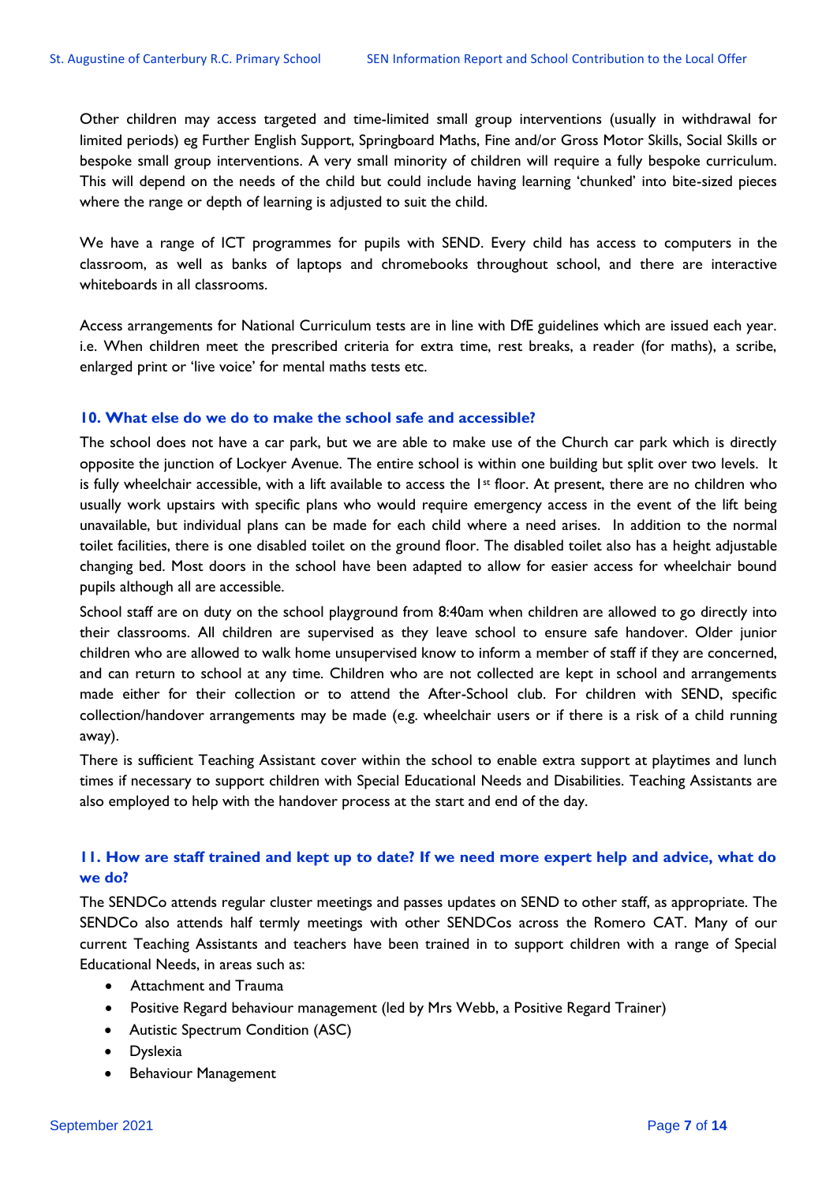Other children may access targeted and time-limited small group interventions (usually in withdrawal for limited periods) eg Further English Support, Springboard Maths, Fine and/or Gross Motor Skills, Social Skills or bespoke small group interventions. A very small minority of children will require a fully bespoke curriculum. This will depend on the needs of the child but could include having learning 'chunked' into bite-sized pieces where the range or depth of learning is adjusted to suit the child.

We have a range of ICT programmes for pupils with SEND. Every child has access to computers in the classroom, as well as banks of laptops and chromebooks throughout school, and there are interactive whiteboards in all classrooms.

Access arrangements for National Curriculum tests are in line with DfE guidelines which are issued each year. i.e. When children meet the prescribed criteria for extra time, rest breaks, a reader (for maths), a scribe, enlarged print or 'live voice' for mental maths tests etc.

### 10. What else do we do to make the school safe and accessible?

The school does not have a car park, but we are able to make use of the Church car park which is directly opposite the junction of Lockyer Avenue. The entire school is within one building but split over two levels. It is fully wheelchair accessible, with a lift available to access the 1st floor. At present, there are no children who usually work upstairs with specific plans who would require emergency access in the event of the lift being unavailable, but individual plans can be made for each child where a need arises. In addition to the normal toilet facilities, there is one disabled toilet on the ground floor. The disabled toilet also has a height adjustable changing bed. Most doors in the school have been adapted to allow for easier access for wheelchair bound pupils although all are accessible.

School staff are on duty on the school playground from 8:40am when children are allowed to go directly into their classrooms. All children are supervised as they leave school to ensure safe handover. Older junior children who are allowed to walk home unsupervised know to inform a member of staff if they are concerned, and can return to school at any time. Children who are not collected are kept in school and arrangements made either for their collection or to attend the After-School club. For children with SEND, specific collection/handover arrangements may be made (e.g. wheelchair users or if there is a risk of a child running away).

There is sufficient Teaching Assistant cover within the school to enable extra support at playtimes and lunch times if necessary to support children with Special Educational Needs and Disabilities. Teaching Assistants are also employed to help with the handover process at the start and end of the day.

### 11. How are staff trained and kept up to date? If we need more expert help and advice, what do we do?

The SENDCo attends regular cluster meetings and passes updates on SEND to other staff, as appropriate. The SENDCo also attends half termly meetings with other SENDCos across the Romero CAT. Many of our current Teaching Assistants and teachers have been trained in to support children with a range of Special Educational Needs, in areas such as:

- Attachment and Trauma
- Positive Regard behaviour management (led by Mrs Webb, a Positive Regard Trainer)
- Autistic Spectrum Condition (ASC)
- Dyslexia
- Behaviour Management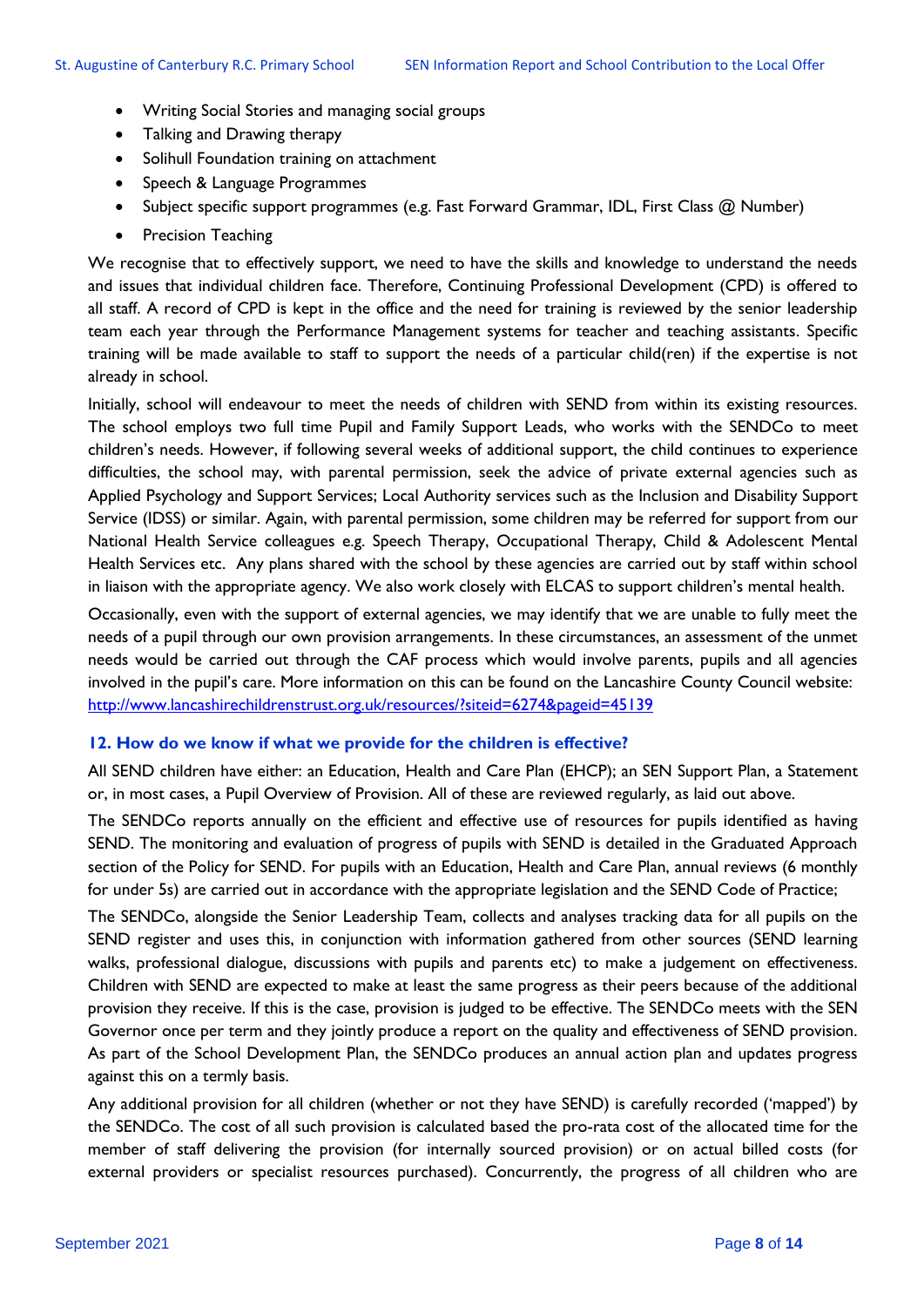- Writing Social Stories and managing social groups
- Talking and Drawing therapy
- Solihull Foundation training on attachment
- Speech & Language Programmes
- Subject specific support programmes (e.g. Fast Forward Grammar, IDL, First Class @ Number)
- Precision Teaching

We recognise that to effectively support, we need to have the skills and knowledge to understand the needs and issues that individual children face. Therefore, Continuing Professional Development (CPD) is offered to all staff. A record of CPD is kept in the office and the need for training is reviewed by the senior leadership team each year through the Performance Management systems for teacher and teaching assistants. Specific training will be made available to staff to support the needs of a particular child(ren) if the expertise is not already in school.

Initially, school will endeavour to meet the needs of children with SEND from within its existing resources. The school employs two full time Pupil and Family Support Leads, who works with the SENDCo to meet children's needs. However, if following several weeks of additional support, the child continues to experience difficulties, the school may, with parental permission, seek the advice of private external agencies such as Applied Psychology and Support Services; Local Authority services such as the Inclusion and Disability Support Service (IDSS) or similar. Again, with parental permission, some children may be referred for support from our National Health Service colleagues e.g. Speech Therapy, Occupational Therapy, Child & Adolescent Mental Health Services etc. Any plans shared with the school by these agencies are carried out by staff within school in liaison with the appropriate agency. We also work closely with ELCAS to support children's mental health.

Occasionally, even with the support of external agencies, we may identify that we are unable to fully meet the needs of a pupil through our own provision arrangements. In these circumstances, an assessment of the unmet needs would be carried out through the CAF process which would involve parents, pupils and all agencies involved in the pupil's care. More information on this can be found on the Lancashire County Council website: [http://www.lancashirechildrenstrust.org.uk/resources/?siteid=6274&pageid=45139](http://www.lancashirechildrenstrust.org.uk/resources/?siteid=6274&pageid=45139)

### 12. How do we know if what we provide for the children is effective?

All SEND children have either: an Education, Health and Care Plan (EHCP); an SEN Support Plan, a Statement or, in most cases, a Pupil Overview of Provision. All of these are reviewed regularly, as laid out above.

The SENDCo reports annually on the efficient and effective use of resources for pupils identified as having SEND. The monitoring and evaluation of progress of pupils with SEND is detailed in the Graduated Approach section of the Policy for SEND. For pupils with an Education, Health and Care Plan, annual reviews (6 monthly for under 5s) are carried out in accordance with the appropriate legislation and the SEND Code of Practice;

The SENDCo, alongside the Senior Leadership Team, collects and analyses tracking data for all pupils on the SEND register and uses this, in conjunction with information gathered from other sources (SEND learning walks, professional dialogue, discussions with pupils and parents etc) to make a judgement on effectiveness. Children with SEND are expected to make at least the same progress as their peers because of the additional provision they receive. If this is the case, provision is judged to be effective. The SENDCo meets with the SEN Governor once per term and they jointly produce a report on the quality and effectiveness of SEND provision. As part of the School Development Plan, the SENDCo produces an annual action plan and updates progress against this on a termly basis.

Any additional provision for all children (whether or not they have SEND) is carefully recorded ('mapped') by the SENDCo. The cost of all such provision is calculated based the pro-rata cost of the allocated time for the member of staff delivering the provision (for internally sourced provision) or on actual billed costs (for external providers or specialist resources purchased). Concurrently, the progress of all children who are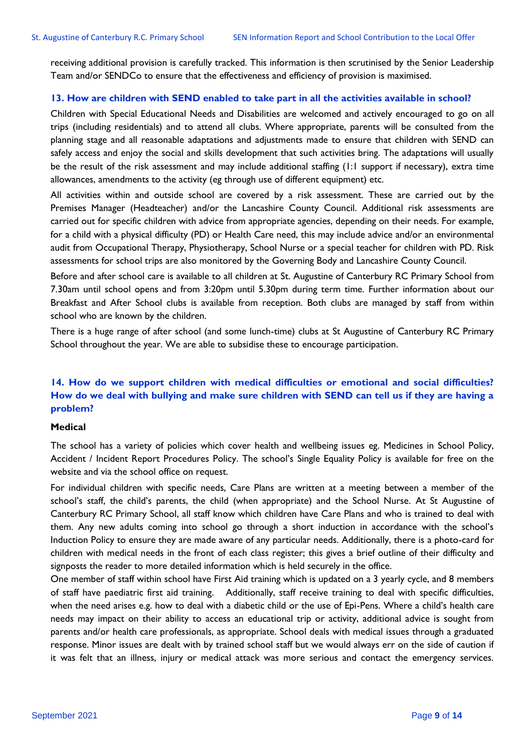receiving additional provision is carefully tracked. This information is then scrutinised by the Senior Leadership Team and/or SENDCo to ensure that the effectiveness and efficiency of provision is maximised.

### 13. How are children with SEND enabled to take part in all the activities available in school?

Children with Special Educational Needs and Disabilities are welcomed and actively encouraged to go on all trips (including residentials) and to attend all clubs. Where appropriate, parents will be consulted from the planning stage and all reasonable adaptations and adjustments made to ensure that children with SEND can safely access and enjoy the social and skills development that such activities bring. The adaptations will usually be the result of the risk assessment and may include additional staffing (1:1 support if necessary), extra time allowances, amendments to the activity (eg through use of different equipment) etc.

All activities within and outside school are covered by a risk assessment. These are carried out by the Premises Manager (Headteacher) and/or the Lancashire County Council. Additional risk assessments are carried out for specific children with advice from appropriate agencies, depending on their needs. For example, for a child with a physical difficulty (PD) or Health Care need, this may include advice and/or an environmental audit from Occupational Therapy, Physiotherapy, School Nurse or a special teacher for children with PD. Risk assessments for school trips are also monitored by the Governing Body and Lancashire County Council.

Before and after school care is available to all children at St. Augustine of Canterbury RC Primary School from 7.30am until school opens and from 3:20pm until 5.30pm during term time. Further information about our Breakfast and After School clubs is available from reception. Both clubs are managed by staff from within school who are known by the children.

There is a huge range of after school (and some lunch-time) clubs at St Augustine of Canterbury RC Primary School throughout the year. We are able to subsidise these to encourage participation.

### 14. How do we support children with medical difficulties or emotional and social difficulties? How do we deal with bullying and make sure children with SEND can tell us if they are having a problem?

**Medical**

The school has a variety of policies which cover health and wellbeing issues eg. Medicines in School Policy, Accident / Incident Report Procedures Policy. The school's Single Equality Policy is available for free on the website and via the school office on request.

For individual children with specific needs, Care Plans are written at a meeting between a member of the school's staff, the child's parents, the child (when appropriate) and the School Nurse. At St Augustine of Canterbury RC Primary School, all staff know which children have Care Plans and who is trained to deal with them. Any new adults coming into school go through a short induction in accordance with the school's Induction Policy to ensure they are made aware of any particular needs. Additionally, there is a photo-card for children with medical needs in the front of each class register; this gives a brief outline of their difficulty and signposts the reader to more detailed information which is held securely in the office.

One member of staff within school have First Aid training which is updated on a 3 yearly cycle, and 8 members of staff have paediatric first aid training. Additionally, staff receive training to deal with specific difficulties, when the need arises e.g. how to deal with a diabetic child or the use of Epi-Pens. Where a child's health care needs may impact on their ability to access an educational trip or activity, additional advice is sought from parents and/or health care professionals, as appropriate. School deals with medical issues through a graduated response. Minor issues are dealt with by trained school staff but we would always err on the side of caution if it was felt that an illness, injury or medical attack was more serious and contact the emergency services.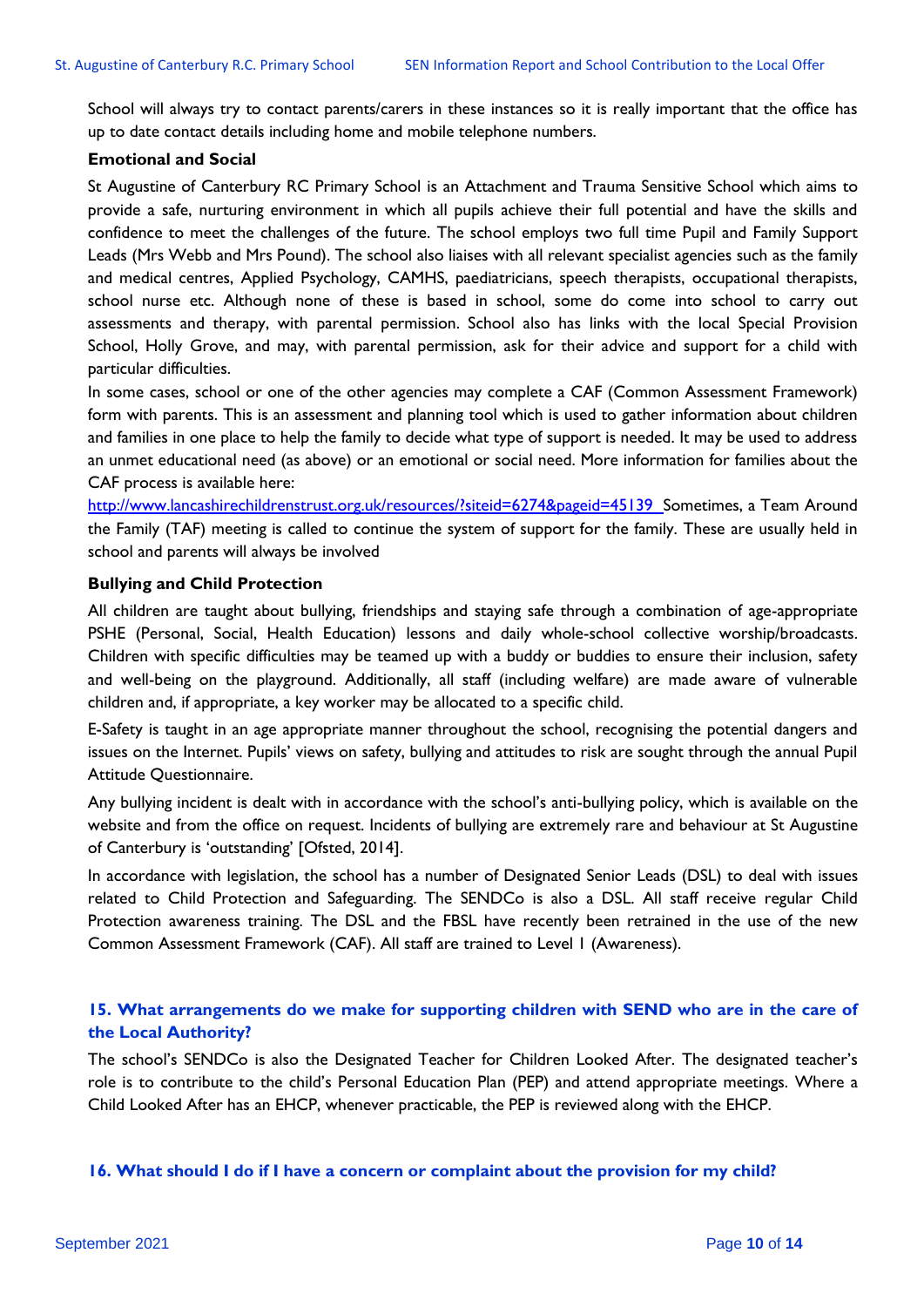School will always try to contact parents/carers in these instances so it is really important that the office has up to date contact details including home and mobile telephone numbers.

**Emotional and Social**

St Augustine of Canterbury RC Primary School is an Attachment and Trauma Sensitive School which aims to provide a safe, nurturing environment in which all pupils achieve their full potential and have the skills and confidence to meet the challenges of the future. The school employs two full time Pupil and Family Support Leads (Mrs Webb and Mrs Pound). The school also liaises with all relevant specialist agencies such as the family and medical centres, Applied Psychology, CAMHS, paediatricians, speech therapists, occupational therapists, school nurse etc. Although none of these is based in school, some do come into school to carry out assessments and therapy, with parental permission. School also has links with the local Special Provision School, Holly Grove, and may, with parental permission, ask for their advice and support for a child with particular difficulties.

In some cases, school or one of the other agencies may complete a CAF (Common Assessment Framework) form with parents. This is an assessment and planning tool which is used to gather information about children and families in one place to help the family to decide what type of support is needed. It may be used to address an unmet educational need (as above) or an emotional or social need. More information for families about the CAF process is available here:

[http://www.lancashirechildrenstrust.org.uk/resources/?siteid=6274&pageid=45139](http://www.lancashirechildrenstrust.org.uk/resources/?siteid=6274&pageid=45139) Sometimes, a Team Around the Family (TAF) meeting is called to continue the system of support for the family. These are usually held in school and parents will always be involved

**Bullying and Child Protection**

All children are taught about bullying, friendships and staying safe through a combination of age-appropriate PSHE (Personal, Social, Health Education) lessons and daily whole-school collective worship/broadcasts. Children with specific difficulties may be teamed up with a buddy or buddies to ensure their inclusion, safety and well-being on the playground. Additionally, all staff (including welfare) are made aware of vulnerable children and, if appropriate, a key worker may be allocated to a specific child.

E-Safety is taught in an age appropriate manner throughout the school, recognising the potential dangers and issues on the Internet. Pupils' views on safety, bullying and attitudes to risk are sought through the annual Pupil Attitude Questionnaire.

Any bullying incident is dealt with in accordance with the school's anti-bullying policy, which is available on the website and from the office on request. Incidents of bullying are extremely rare and behaviour at St Augustine of Canterbury is 'outstanding' [Ofsted, 2014].

In accordance with legislation, the school has a number of Designated Senior Leads (DSL) to deal with issues related to Child Protection and Safeguarding. The SENDCo is also a DSL. All staff receive regular Child Protection awareness training. The DSL and the FBSL have recently been retrained in the use of the new Common Assessment Framework (CAF). All staff are trained to Level 1 (Awareness).

## 15. What arrangements do we make for supporting children with SEND who are in the care of the Local Authority?

The school's SENDCo is also the Designated Teacher for Children Looked After. The designated teacher's role is to contribute to the child's Personal Education Plan (PEP) and attend appropriate meetings. Where a Child Looked After has an EHCP, whenever practicable, the PEP is reviewed along with the EHCP.

## 16. What should I do if I have a concern or complaint about the provision for my child?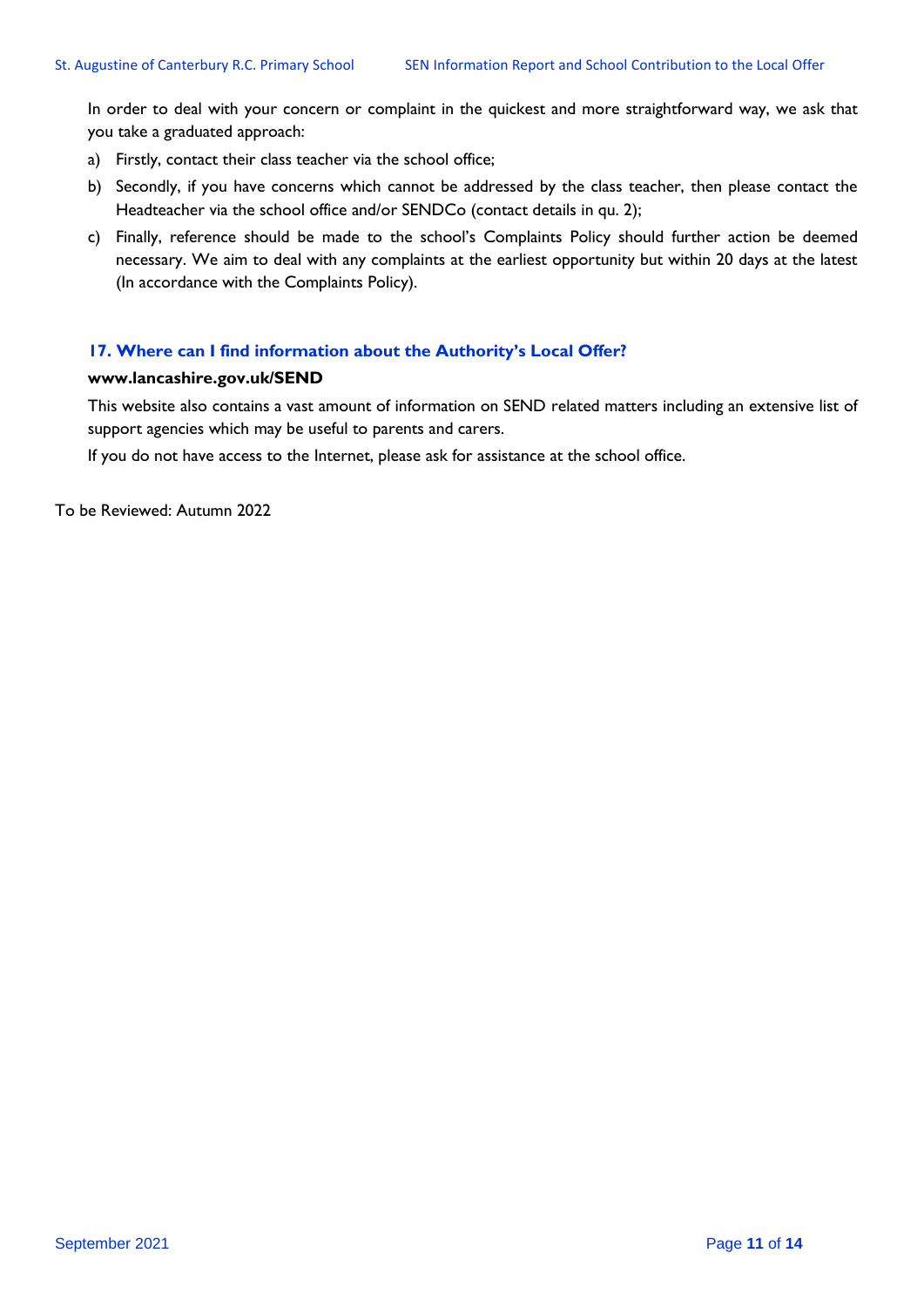In order to deal with your concern or complaint in the quickest and more straightforward way, we ask that you take a graduated approach:

a) Firstly, contact their class teacher via the school office;
b) Secondly, if you have concerns which cannot be addressed by the class teacher, then please contact the Headteacher via the school office and/or SENDCo (contact details in qu. 2);
c) Finally, reference should be made to the school's Complaints Policy should further action be deemed necessary. We aim to deal with any complaints at the earliest opportunity but within 20 days at the latest (In accordance with the Complaints Policy).

### 17. Where can I find information about the Authority's Local Offer?

**www.lancashire.gov.uk/SEND**

This website also contains a vast amount of information on SEND related matters including an extensive list of support agencies which may be useful to parents and carers.

If you do not have access to the Internet, please ask for assistance at the school office.

To be Reviewed: Autumn 2022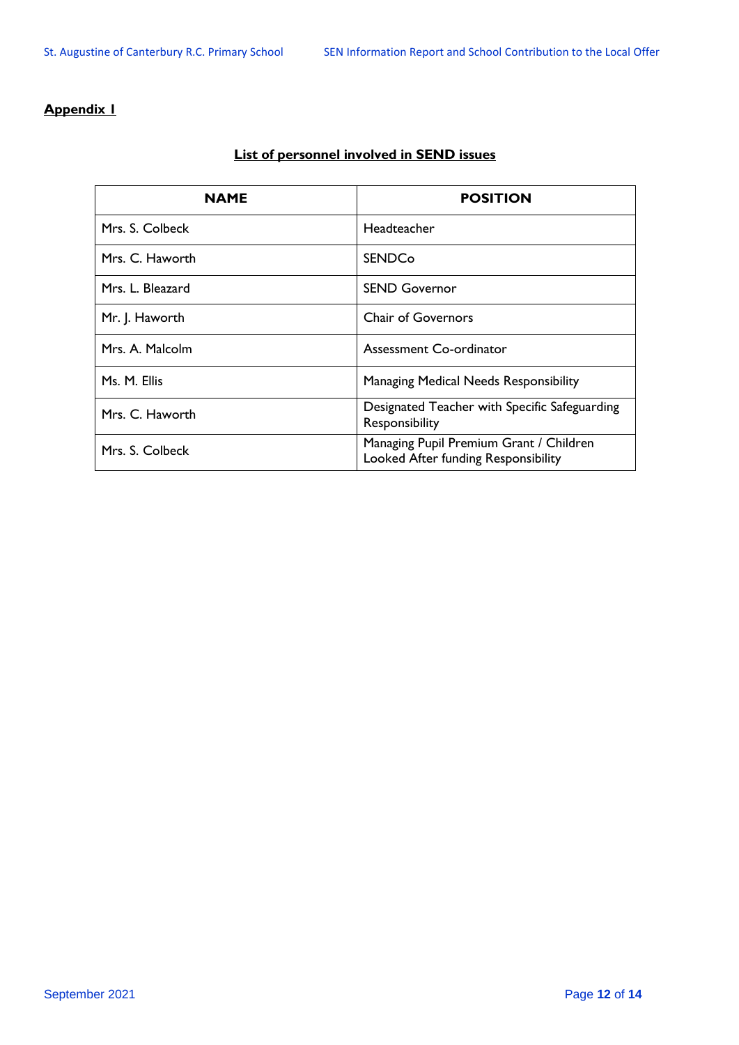**Appendix I**

**List of personnel involved in SEND issues**

| NAME | POSITION |
|---|---|
| Mrs. S. Colbeck | Headteacher |
| Mrs. C. Haworth | SENDCo |
| Mrs. L. Bleazard | SEND Governor |
| Mr. J. Haworth | Chair of Governors |
| Mrs. A. Malcolm | Assessment Co-ordinator |
| Ms. M. Ellis | Managing Medical Needs Responsibility |
| Mrs. C. Haworth | Designated Teacher with Specific Safeguarding Responsibility |
| Mrs. S. Colbeck | Managing Pupil Premium Grant / Children Looked After funding Responsibility |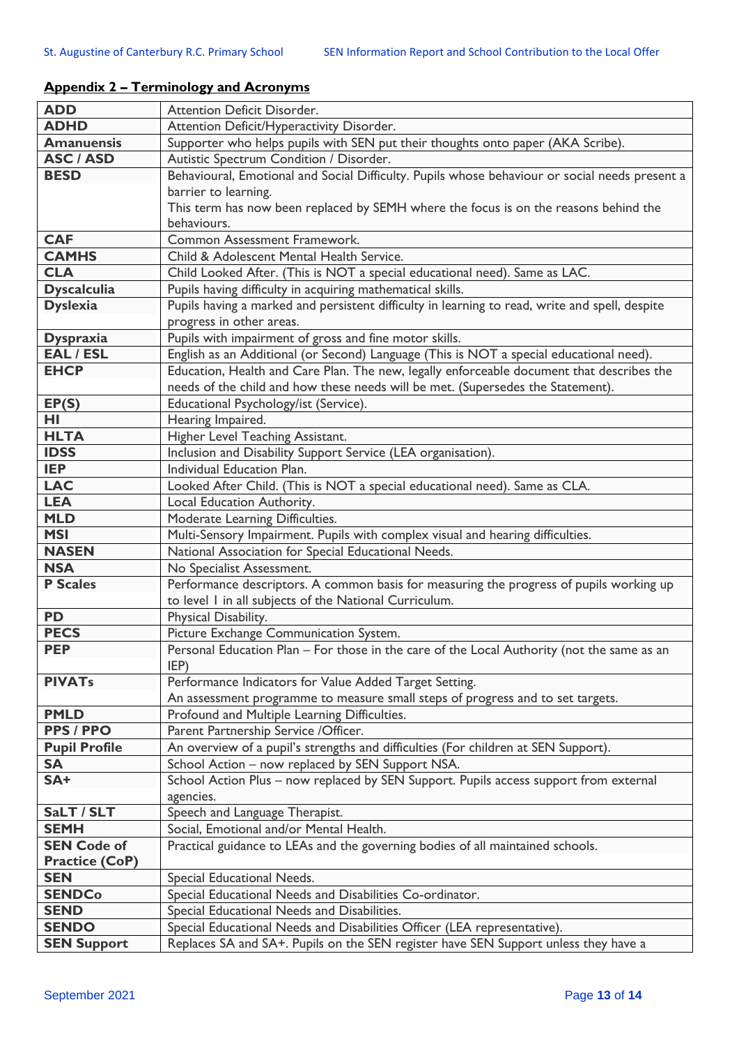## Appendix 2 – Terminology and Acronyms

| | |
|---|---|
| **ADD** | Attention Deficit Disorder. |
| **ADHD** | Attention Deficit/Hyperactivity Disorder. |
| **Amanuensis** | Supporter who helps pupils with SEN put their thoughts onto paper (AKA Scribe). |
| **ASC / ASD** | Autistic Spectrum Condition / Disorder. |
| **BESD** | Behavioural, Emotional and Social Difficulty. Pupils whose behaviour or social needs present a barrier to learning.<br>This term has now been replaced by SEMH where the focus is on the reasons behind the behaviours. |
| **CAF** | Common Assessment Framework. |
| **CAMHS** | Child & Adolescent Mental Health Service. |
| **CLA** | Child Looked After. (This is NOT a special educational need). Same as LAC. |
| **Dyscalculia** | Pupils having difficulty in acquiring mathematical skills. |
| **Dyslexia** | Pupils having a marked and persistent difficulty in learning to read, write and spell, despite progress in other areas. |
| **Dyspraxia** | Pupils with impairment of gross and fine motor skills. |
| **EAL / ESL** | English as an Additional (or Second) Language (This is NOT a special educational need). |
| **EHCP** | Education, Health and Care Plan. The new, legally enforceable document that describes the needs of the child and how these needs will be met. (Supersedes the Statement). |
| **EP(S)** | Educational Psychology/ist (Service). |
| **HI** | Hearing Impaired. |
| **HLTA** | Higher Level Teaching Assistant. |
| **IDSS** | Inclusion and Disability Support Service (LEA organisation). |
| **IEP** | Individual Education Plan. |
| **LAC** | Looked After Child. (This is NOT a special educational need). Same as CLA. |
| **LEA** | Local Education Authority. |
| **MLD** | Moderate Learning Difficulties. |
| **MSI** | Multi-Sensory Impairment. Pupils with complex visual and hearing difficulties. |
| **NASEN** | National Association for Special Educational Needs. |
| **NSA** | No Specialist Assessment. |
| **P Scales** | Performance descriptors. A common basis for measuring the progress of pupils working up to level 1 in all subjects of the National Curriculum. |
| **PD** | Physical Disability. |
| **PECS** | Picture Exchange Communication System. |
| **PEP** | Personal Education Plan – For those in the care of the Local Authority (not the same as an IEP) |
| **PIVATs** | Performance Indicators for Value Added Target Setting.<br>An assessment programme to measure small steps of progress and to set targets. |
| **PMLD** | Profound and Multiple Learning Difficulties. |
| **PPS / PPO** | Parent Partnership Service /Officer. |
| **Pupil Profile** | An overview of a pupil's strengths and difficulties (For children at SEN Support). |
| **SA** | School Action – now replaced by SEN Support NSA. |
| **SA+** | School Action Plus – now replaced by SEN Support. Pupils access support from external agencies. |
| **SaLT / SLT** | Speech and Language Therapist. |
| **SEMH** | Social, Emotional and/or Mental Health. |
| **SEN Code of Practice (CoP)** | Practical guidance to LEAs and the governing bodies of all maintained schools. |
| **SEN** | Special Educational Needs. |
| **SENDCo** | Special Educational Needs and Disabilities Co-ordinator. |
| **SEND** | Special Educational Needs and Disabilities. |
| **SENDO** | Special Educational Needs and Disabilities Officer (LEA representative). |
| **SEN Support** | Replaces SA and SA+. Pupils on the SEN register have SEN Support unless they have a |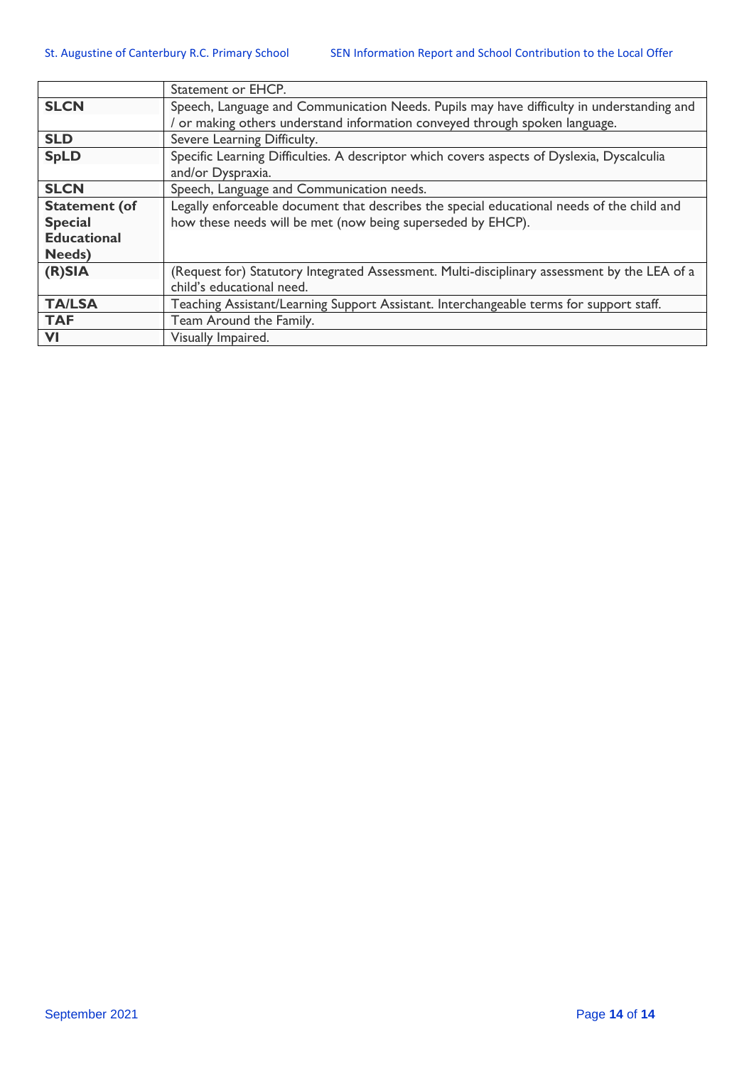| | |
|---|---|
| | Statement or EHCP. |
| **SLCN** | Speech, Language and Communication Needs. Pupils may have difficulty in understanding and / or making others understand information conveyed through spoken language. |
| **SLD** | Severe Learning Difficulty. |
| **SpLD** | Specific Learning Difficulties. A descriptor which covers aspects of Dyslexia, Dyscalculia and/or Dyspraxia. |
| **SLCN** | Speech, Language and Communication needs. |
| **Statement (of Special Educational Needs)** | Legally enforceable document that describes the special educational needs of the child and how these needs will be met (now being superseded by EHCP). |
| **(R)SIA** | (Request for) Statutory Integrated Assessment. Multi-disciplinary assessment by the LEA of a child's educational need. |
| **TA/LSA** | Teaching Assistant/Learning Support Assistant. Interchangeable terms for support staff. |
| **TAF** | Team Around the Family. |
| **VI** | Visually Impaired. |